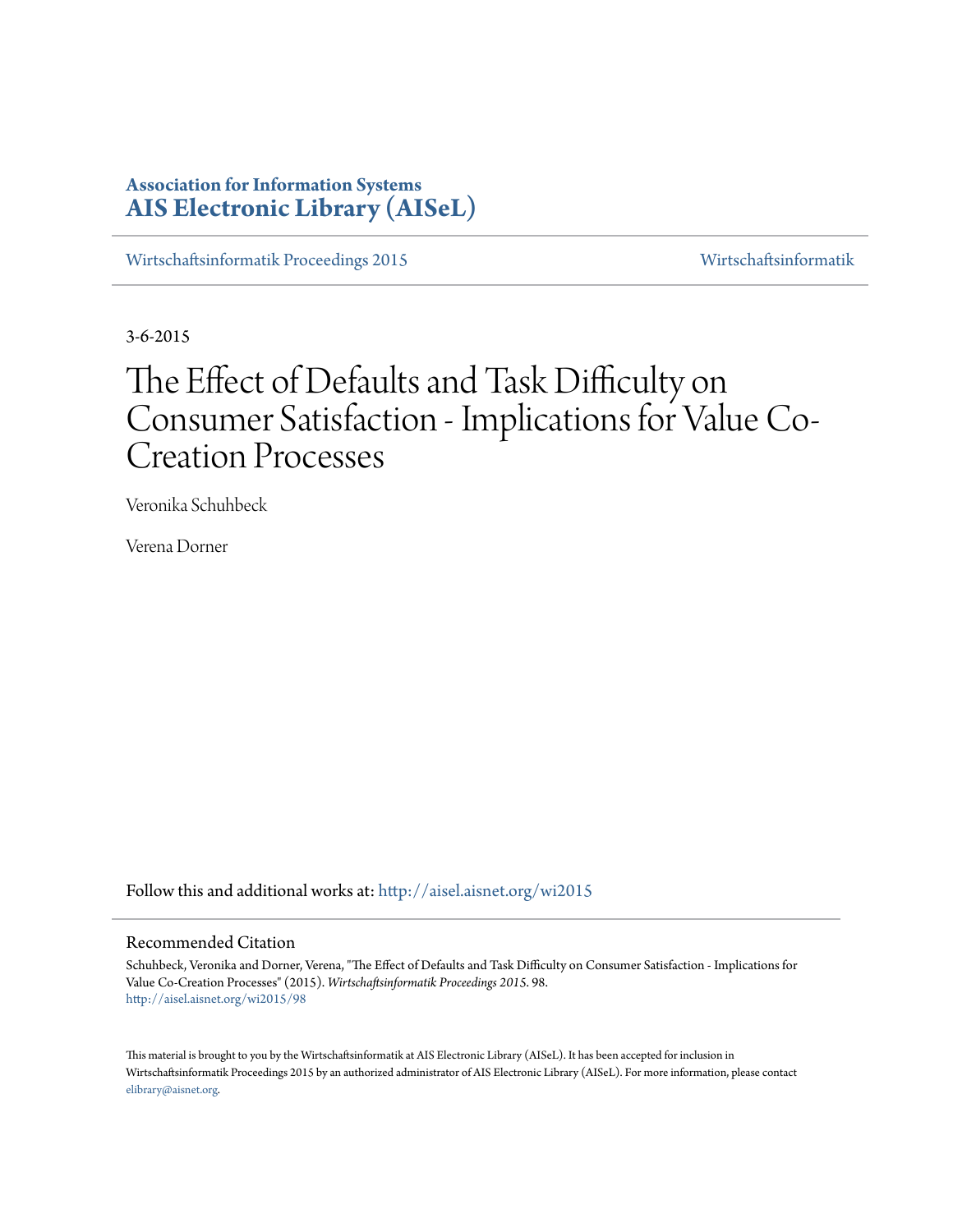**Association for Information Systems**
**AIS Electronic Library (AISeL)**

Wirtschaftsinformatik Proceedings 2015 | Wirtschaftsinformatik

3-6-2015

# The Effect of Defaults and Task Difficulty on Consumer Satisfaction - Implications for Value Co-Creation Processes

Veronika Schuhbeck

Verena Dorner

Follow this and additional works at: http://aisel.aisnet.org/wi2015

## Recommended Citation

Schuhbeck, Veronika and Dorner, Verena, "The Effect of Defaults and Task Difficulty on Consumer Satisfaction - Implications for Value Co-Creation Processes" (2015). *Wirtschaftsinformatik Proceedings 2015*. 98.
http://aisel.aisnet.org/wi2015/98

This material is brought to you by the Wirtschaftsinformatik at AIS Electronic Library (AISeL). It has been accepted for inclusion in Wirtschaftsinformatik Proceedings 2015 by an authorized administrator of AIS Electronic Library (AISeL). For more information, please contact elibrary@aisnet.org.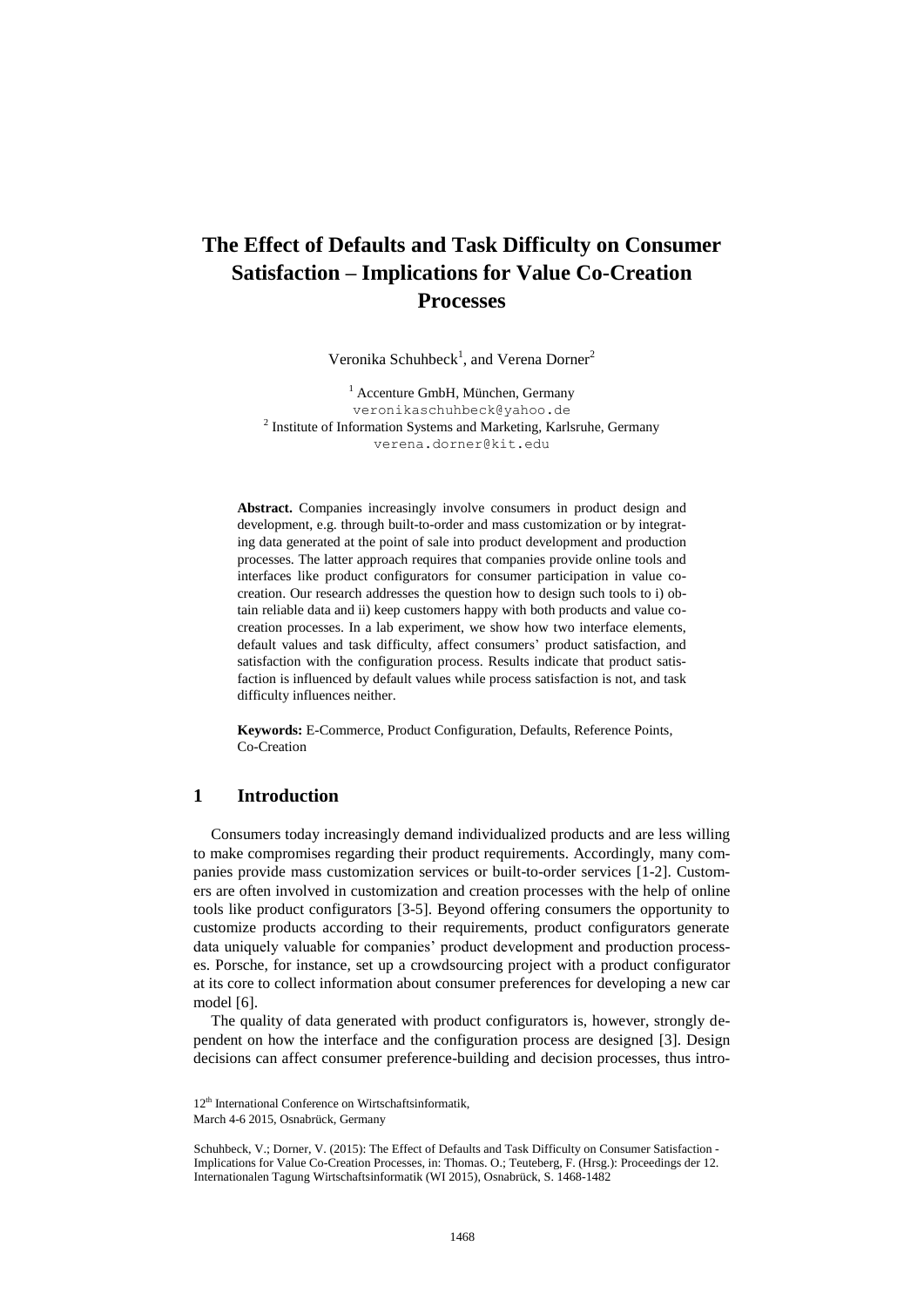# The Effect of Defaults and Task Difficulty on Consumer Satisfaction – Implications for Value Co-Creation Processes

Veronika Schuhbeck[1], and Verena Dorner[2]

[1] Accenture GmbH, München, Germany
veronikaschuhbeck@yahoo.de
[2] Institute of Information Systems and Marketing, Karlsruhe, Germany
verena.dorner@kit.edu

**Abstract.** Companies increasingly involve consumers in product design and development, e.g. through built-to-order and mass customization or by integrating data generated at the point of sale into product development and production processes. The latter approach requires that companies provide online tools and interfaces like product configurators for consumer participation in value co-creation. Our research addresses the question how to design such tools to i) obtain reliable data and ii) keep customers happy with both products and value co-creation processes. In a lab experiment, we show how two interface elements, default values and task difficulty, affect consumers' product satisfaction, and satisfaction with the configuration process. Results indicate that product satisfaction is influenced by default values while process satisfaction is not, and task difficulty influences neither.

**Keywords:** E-Commerce, Product Configuration, Defaults, Reference Points, Co-Creation

## 1 Introduction

Consumers today increasingly demand individualized products and are less willing to make compromises regarding their product requirements. Accordingly, many companies provide mass customization services or built-to-order services [1-2]. Customers are often involved in customization and creation processes with the help of online tools like product configurators [3-5]. Beyond offering consumers the opportunity to customize products according to their requirements, product configurators generate data uniquely valuable for companies' product development and production processes. Porsche, for instance, set up a crowdsourcing project with a product configurator at its core to collect information about consumer preferences for developing a new car model [6].

The quality of data generated with product configurators is, however, strongly dependent on how the interface and the configuration process are designed [3]. Design decisions can affect consumer preference-building and decision processes, thus intro-

12th International Conference on Wirtschaftsinformatik,
March 4-6 2015, Osnabrück, Germany

Schuhbeck, V.; Dorner, V. (2015): The Effect of Defaults and Task Difficulty on Consumer Satisfaction - Implications for Value Co-Creation Processes, in: Thomas. O.; Teuteberg, F. (Hrsg.): Proceedings der 12. Internationalen Tagung Wirtschaftsinformatik (WI 2015), Osnabrück, S. 1468-1482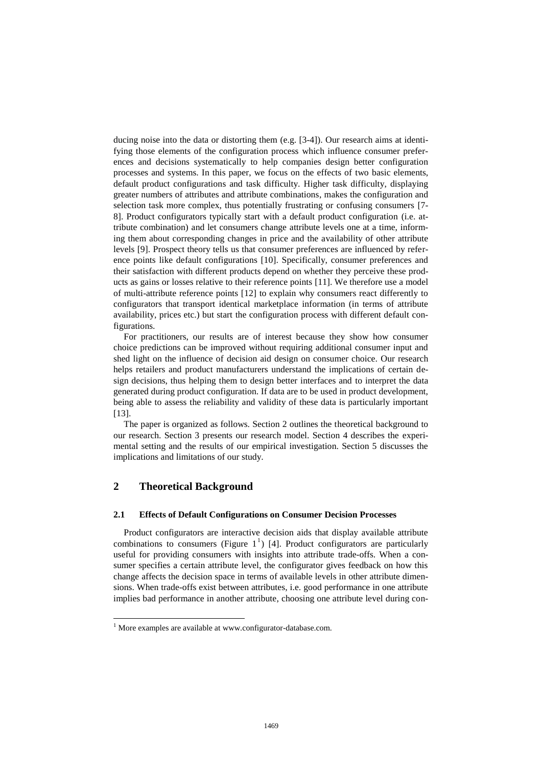ducing noise into the data or distorting them (e.g. [3-4]). Our research aims at identifying those elements of the configuration process which influence consumer preferences and decisions systematically to help companies design better configuration processes and systems. In this paper, we focus on the effects of two basic elements, default product configurations and task difficulty. Higher task difficulty, displaying greater numbers of attributes and attribute combinations, makes the configuration and selection task more complex, thus potentially frustrating or confusing consumers [7-8]. Product configurators typically start with a default product configuration (i.e. attribute combination) and let consumers change attribute levels one at a time, informing them about corresponding changes in price and the availability of other attribute levels [9]. Prospect theory tells us that consumer preferences are influenced by reference points like default configurations [10]. Specifically, consumer preferences and their satisfaction with different products depend on whether they perceive these products as gains or losses relative to their reference points [11]. We therefore use a model of multi-attribute reference points [12] to explain why consumers react differently to configurators that transport identical marketplace information (in terms of attribute availability, prices etc.) but start the configuration process with different default configurations.

For practitioners, our results are of interest because they show how consumer choice predictions can be improved without requiring additional consumer input and shed light on the influence of decision aid design on consumer choice. Our research helps retailers and product manufacturers understand the implications of certain design decisions, thus helping them to design better interfaces and to interpret the data generated during product configuration. If data are to be used in product development, being able to assess the reliability and validity of these data is particularly important [13].

The paper is organized as follows. Section 2 outlines the theoretical background to our research. Section 3 presents our research model. Section 4 describes the experimental setting and the results of our empirical investigation. Section 5 discusses the implications and limitations of our study.

## 2 Theoretical Background

### 2.1 Effects of Default Configurations on Consumer Decision Processes

Product configurators are interactive decision aids that display available attribute combinations to consumers (Figure 1[1]) [4]. Product configurators are particularly useful for providing consumers with insights into attribute trade-offs. When a consumer specifies a certain attribute level, the configurator gives feedback on how this change affects the decision space in terms of available levels in other attribute dimensions. When trade-offs exist between attributes, i.e. good performance in one attribute implies bad performance in another attribute, choosing one attribute level during con-

[1] More examples are available at www.configurator-database.com.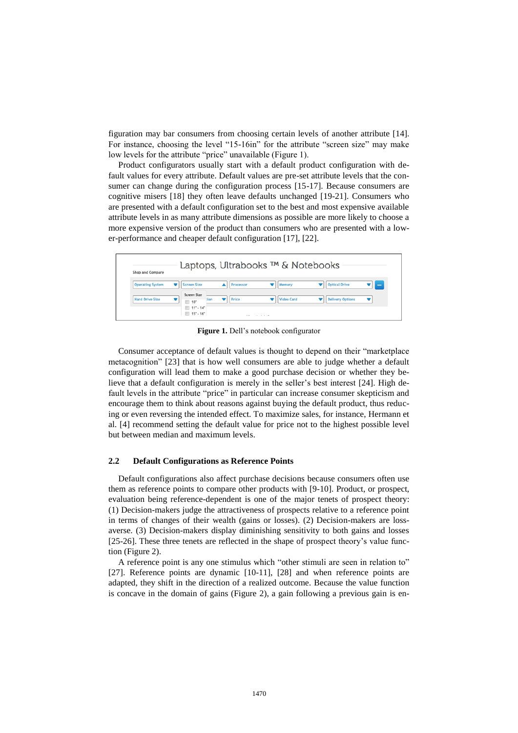figuration may bar consumers from choosing certain levels of another attribute [14]. For instance, choosing the level "15-16in" for the attribute "screen size" may make low levels for the attribute "price" unavailable (Figure 1).

Product configurators usually start with a default product configuration with default values for every attribute. Default values are pre-set attribute levels that the consumer can change during the configuration process [15-17]. Because consumers are cognitive misers [18] they often leave defaults unchanged [19-21]. Consumers who are presented with a default configuration set to the best and most expensive available attribute levels in as many attribute dimensions as possible are more likely to choose a more expensive version of the product than consumers who are presented with a lower-performance and cheaper default configuration [17], [22].

**Figure 1.** Dell's notebook configurator

Consumer acceptance of default values is thought to depend on their "marketplace metacognition" [23] that is how well consumers are able to judge whether a default configuration will lead them to make a good purchase decision or whether they believe that a default configuration is merely in the seller's best interest [24]. High default levels in the attribute "price" in particular can increase consumer skepticism and encourage them to think about reasons against buying the default product, thus reducing or even reversing the intended effect. To maximize sales, for instance, Hermann et al. [4] recommend setting the default value for price not to the highest possible level but between median and maximum levels.

### 2.2 Default Configurations as Reference Points

Default configurations also affect purchase decisions because consumers often use them as reference points to compare other products with [9-10]. Product, or prospect, evaluation being reference-dependent is one of the major tenets of prospect theory: (1) Decision-makers judge the attractiveness of prospects relative to a reference point in terms of changes of their wealth (gains or losses). (2) Decision-makers are loss-averse. (3) Decision-makers display diminishing sensitivity to both gains and losses [25-26]. These three tenets are reflected in the shape of prospect theory's value function (Figure 2).

A reference point is any one stimulus which "other stimuli are seen in relation to" [27]. Reference points are dynamic [10-11], [28] and when reference points are adapted, they shift in the direction of a realized outcome. Because the value function is concave in the domain of gains (Figure 2), a gain following a previous gain is en-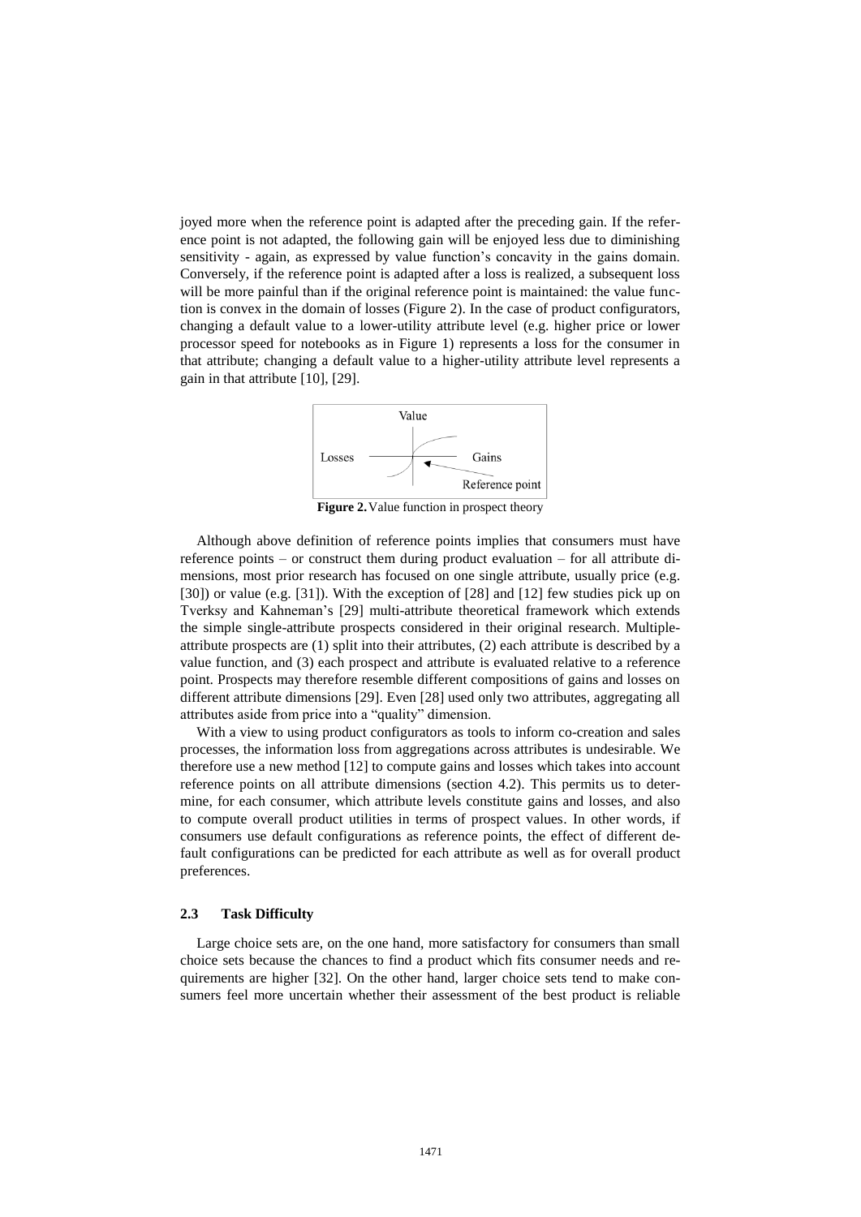joyed more when the reference point is adapted after the preceding gain. If the reference point is not adapted, the following gain will be enjoyed less due to diminishing sensitivity - again, as expressed by value function's concavity in the gains domain. Conversely, if the reference point is adapted after a loss is realized, a subsequent loss will be more painful than if the original reference point is maintained: the value function is convex in the domain of losses (Figure 2). In the case of product configurators, changing a default value to a lower-utility attribute level (e.g. higher price or lower processor speed for notebooks as in Figure 1) represents a loss for the consumer in that attribute; changing a default value to a higher-utility attribute level represents a gain in that attribute [10], [29].

Value

Losses

Gains

Reference point

**Figure 2.** Value function in prospect theory

Although above definition of reference points implies that consumers must have reference points – or construct them during product evaluation – for all attribute dimensions, most prior research has focused on one single attribute, usually price (e.g. [30]) or value (e.g. [31]). With the exception of [28] and [12] few studies pick up on Tverksy and Kahneman's [29] multi-attribute theoretical framework which extends the simple single-attribute prospects considered in their original research. Multiple-attribute prospects are (1) split into their attributes, (2) each attribute is described by a value function, and (3) each prospect and attribute is evaluated relative to a reference point. Prospects may therefore resemble different compositions of gains and losses on different attribute dimensions [29]. Even [28] used only two attributes, aggregating all attributes aside from price into a "quality" dimension.

With a view to using product configurators as tools to inform co-creation and sales processes, the information loss from aggregations across attributes is undesirable. We therefore use a new method [12] to compute gains and losses which takes into account reference points on all attribute dimensions (section 4.2). This permits us to determine, for each consumer, which attribute levels constitute gains and losses, and also to compute overall product utilities in terms of prospect values. In other words, if consumers use default configurations as reference points, the effect of different default configurations can be predicted for each attribute as well as for overall product preferences.

### 2.3 Task Difficulty

Large choice sets are, on the one hand, more satisfactory for consumers than small choice sets because the chances to find a product which fits consumer needs and requirements are higher [32]. On the other hand, larger choice sets tend to make consumers feel more uncertain whether their assessment of the best product is reliable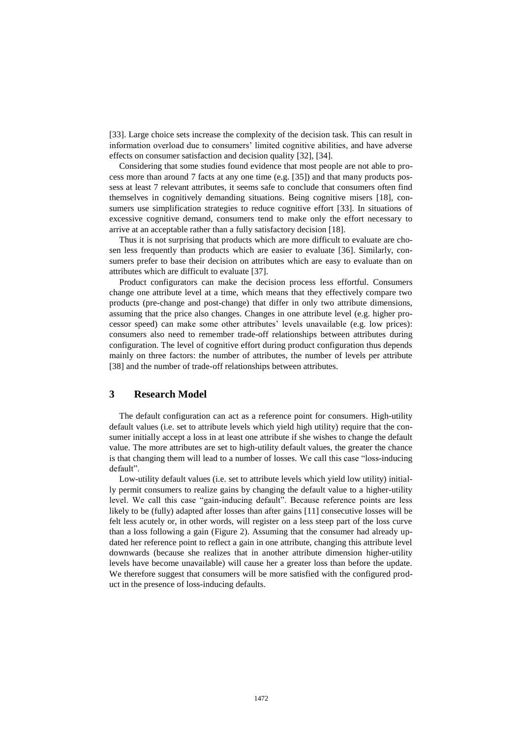[33]. Large choice sets increase the complexity of the decision task. This can result in information overload due to consumers' limited cognitive abilities, and have adverse effects on consumer satisfaction and decision quality [32], [34].

Considering that some studies found evidence that most people are not able to process more than around 7 facts at any one time (e.g. [35]) and that many products possess at least 7 relevant attributes, it seems safe to conclude that consumers often find themselves in cognitively demanding situations. Being cognitive misers [18], consumers use simplification strategies to reduce cognitive effort [33]. In situations of excessive cognitive demand, consumers tend to make only the effort necessary to arrive at an acceptable rather than a fully satisfactory decision [18].

Thus it is not surprising that products which are more difficult to evaluate are chosen less frequently than products which are easier to evaluate [36]. Similarly, consumers prefer to base their decision on attributes which are easy to evaluate than on attributes which are difficult to evaluate [37].

Product configurators can make the decision process less effortful. Consumers change one attribute level at a time, which means that they effectively compare two products (pre-change and post-change) that differ in only two attribute dimensions, assuming that the price also changes. Changes in one attribute level (e.g. higher processor speed) can make some other attributes' levels unavailable (e.g. low prices): consumers also need to remember trade-off relationships between attributes during configuration. The level of cognitive effort during product configuration thus depends mainly on three factors: the number of attributes, the number of levels per attribute [38] and the number of trade-off relationships between attributes.

## 3 Research Model

The default configuration can act as a reference point for consumers. High-utility default values (i.e. set to attribute levels which yield high utility) require that the consumer initially accept a loss in at least one attribute if she wishes to change the default value. The more attributes are set to high-utility default values, the greater the chance is that changing them will lead to a number of losses. We call this case "loss-inducing default".

Low-utility default values (i.e. set to attribute levels which yield low utility) initially permit consumers to realize gains by changing the default value to a higher-utility level. We call this case "gain-inducing default". Because reference points are less likely to be (fully) adapted after losses than after gains [11] consecutive losses will be felt less acutely or, in other words, will register on a less steep part of the loss curve than a loss following a gain (Figure 2). Assuming that the consumer had already updated her reference point to reflect a gain in one attribute, changing this attribute level downwards (because she realizes that in another attribute dimension higher-utility levels have become unavailable) will cause her a greater loss than before the update. We therefore suggest that consumers will be more satisfied with the configured product in the presence of loss-inducing defaults.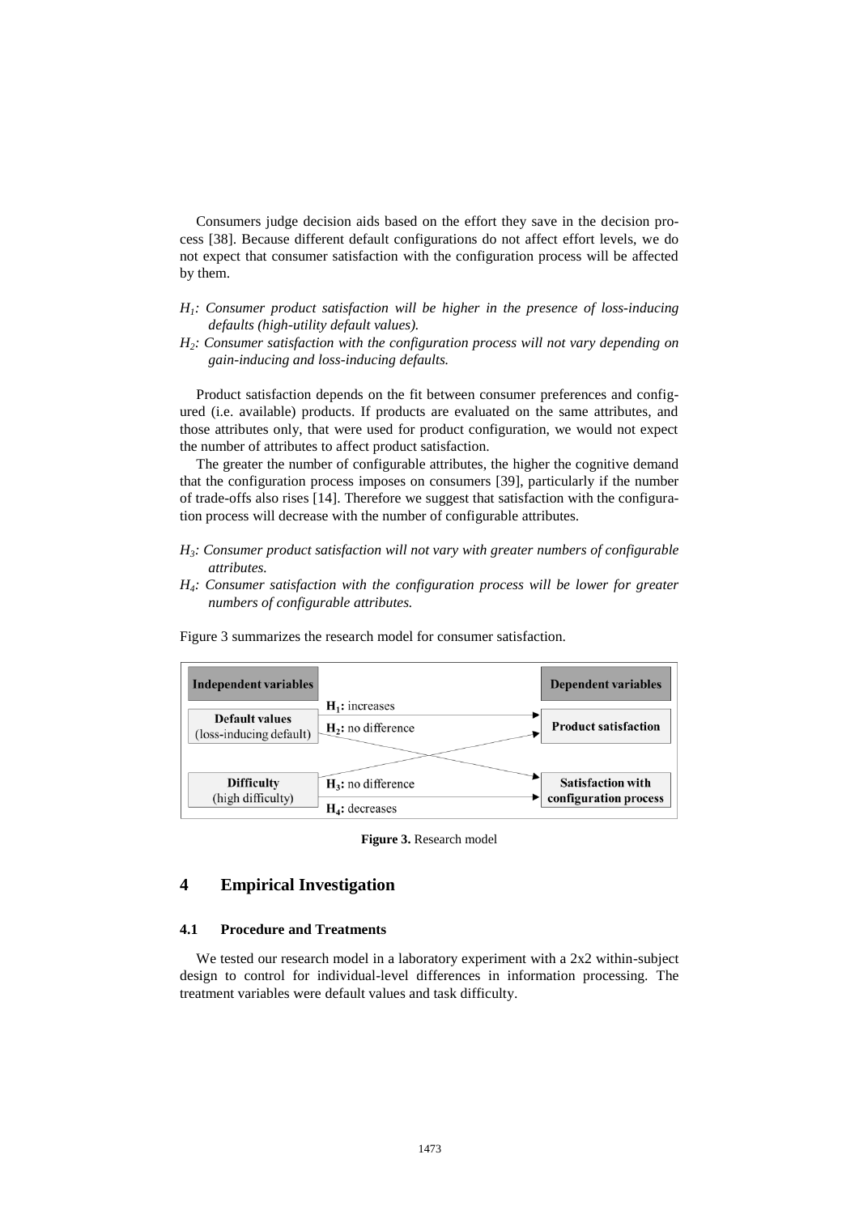Consumers judge decision aids based on the effort they save in the decision process [38]. Because different default configurations do not affect effort levels, we do not expect that consumer satisfaction with the configuration process will be affected by them.

*$H_1$: Consumer product satisfaction will be higher in the presence of loss-inducing defaults (high-utility default values).*

*$H_2$: Consumer satisfaction with the configuration process will not vary depending on gain-inducing and loss-inducing defaults.*

Product satisfaction depends on the fit between consumer preferences and configured (i.e. available) products. If products are evaluated on the same attributes, and those attributes only, that were used for product configuration, we would not expect the number of attributes to affect product satisfaction.

The greater the number of configurable attributes, the higher the cognitive demand that the configuration process imposes on consumers [39], particularly if the number of trade-offs also rises [14]. Therefore we suggest that satisfaction with the configuration process will decrease with the number of configurable attributes.

*$H_3$: Consumer product satisfaction will not vary with greater numbers of configurable attributes.*

*$H_4$: Consumer satisfaction with the configuration process will be lower for greater numbers of configurable attributes.*

Figure 3 summarizes the research model for consumer satisfaction.

| Independent variables | | Dependent variables |
|---|---|---|
| **Default values** (loss-inducing default) | **$H_1$:** increases | **Product satisfaction** |
| | **$H_2$:** no difference | |
| **Difficulty** (high difficulty) | **$H_3$:** no difference | **Satisfaction with configuration process** |
| | **$H_4$:** decreases | |

**Figure 3.** Research model

## 4 Empirical Investigation

### 4.1 Procedure and Treatments

We tested our research model in a laboratory experiment with a 2x2 within-subject design to control for individual-level differences in information processing. The treatment variables were default values and task difficulty.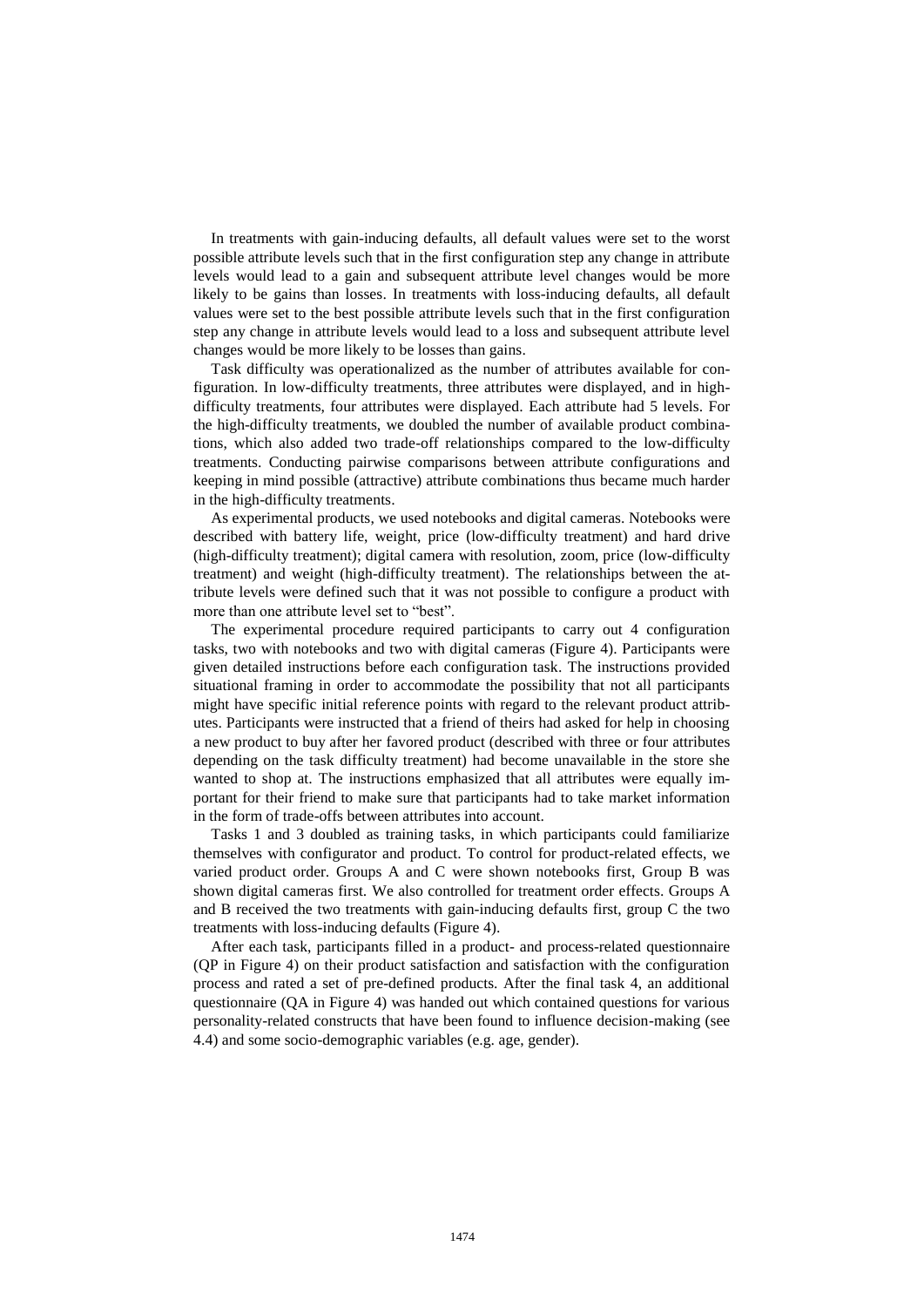In treatments with gain-inducing defaults, all default values were set to the worst possible attribute levels such that in the first configuration step any change in attribute levels would lead to a gain and subsequent attribute level changes would be more likely to be gains than losses. In treatments with loss-inducing defaults, all default values were set to the best possible attribute levels such that in the first configuration step any change in attribute levels would lead to a loss and subsequent attribute level changes would be more likely to be losses than gains.

Task difficulty was operationalized as the number of attributes available for configuration. In low-difficulty treatments, three attributes were displayed, and in high-difficulty treatments, four attributes were displayed. Each attribute had 5 levels. For the high-difficulty treatments, we doubled the number of available product combinations, which also added two trade-off relationships compared to the low-difficulty treatments. Conducting pairwise comparisons between attribute configurations and keeping in mind possible (attractive) attribute combinations thus became much harder in the high-difficulty treatments.

As experimental products, we used notebooks and digital cameras. Notebooks were described with battery life, weight, price (low-difficulty treatment) and hard drive (high-difficulty treatment); digital camera with resolution, zoom, price (low-difficulty treatment) and weight (high-difficulty treatment). The relationships between the attribute levels were defined such that it was not possible to configure a product with more than one attribute level set to "best".

The experimental procedure required participants to carry out 4 configuration tasks, two with notebooks and two with digital cameras (Figure 4). Participants were given detailed instructions before each configuration task. The instructions provided situational framing in order to accommodate the possibility that not all participants might have specific initial reference points with regard to the relevant product attributes. Participants were instructed that a friend of theirs had asked for help in choosing a new product to buy after her favored product (described with three or four attributes depending on the task difficulty treatment) had become unavailable in the store she wanted to shop at. The instructions emphasized that all attributes were equally important for their friend to make sure that participants had to take market information in the form of trade-offs between attributes into account.

Tasks 1 and 3 doubled as training tasks, in which participants could familiarize themselves with configurator and product. To control for product-related effects, we varied product order. Groups A and C were shown notebooks first, Group B was shown digital cameras first. We also controlled for treatment order effects. Groups A and B received the two treatments with gain-inducing defaults first, group C the two treatments with loss-inducing defaults (Figure 4).

After each task, participants filled in a product- and process-related questionnaire (QP in Figure 4) on their product satisfaction and satisfaction with the configuration process and rated a set of pre-defined products. After the final task 4, an additional questionnaire (QA in Figure 4) was handed out which contained questions for various personality-related constructs that have been found to influence decision-making (see 4.4) and some socio-demographic variables (e.g. age, gender).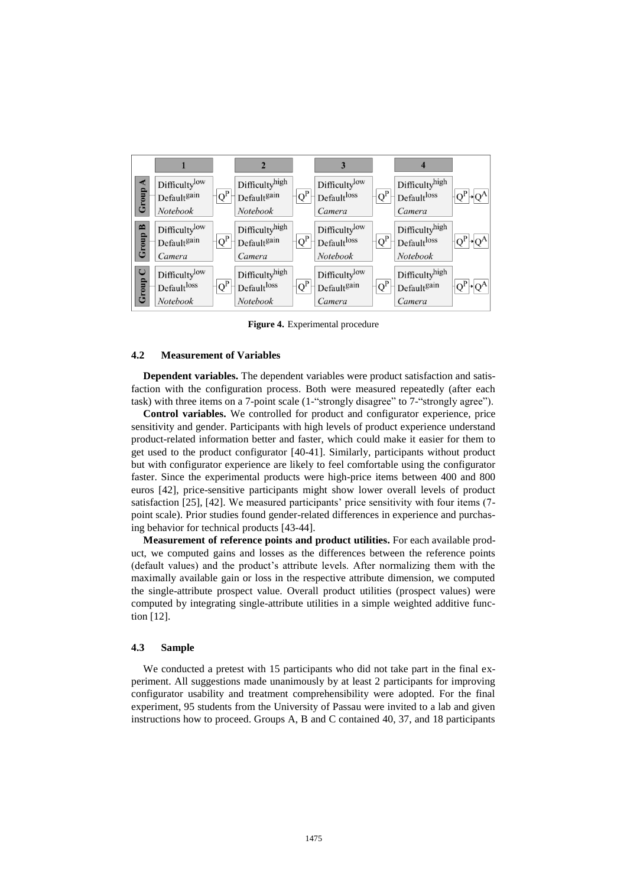| | 1 | | 2 | | 3 | | 4 | |
|---|---|---|---|---|---|---|---|---|
| Group A | Difficulty$^{low}$ Default$^{gain}$ *Notebook* | $Q^P$ | Difficulty$^{high}$ Default$^{gain}$ *Notebook* | $Q^P$ | Difficulty$^{low}$ Default$^{loss}$ *Camera* | $Q^P$ | Difficulty$^{high}$ Default$^{loss}$ *Camera* | $Q^P$ → $Q^A$ |
| Group B | Difficulty$^{low}$ Default$^{gain}$ *Camera* | $Q^P$ | Difficulty$^{high}$ Default$^{gain}$ *Camera* | $Q^P$ | Difficulty$^{low}$ Default$^{loss}$ *Notebook* | $Q^P$ | Difficulty$^{high}$ Default$^{loss}$ *Notebook* | $Q^P$ → $Q^A$ |
| Group C | Difficulty$^{low}$ Default$^{loss}$ *Notebook* | $Q^P$ | Difficulty$^{high}$ Default$^{loss}$ *Notebook* | $Q^P$ | Difficulty$^{low}$ Default$^{gain}$ *Camera* | $Q^P$ | Difficulty$^{high}$ Default$^{gain}$ *Camera* | $Q^P$ → $Q^A$ |

**Figure 4.** Experimental procedure

### 4.2 Measurement of Variables

**Dependent variables.** The dependent variables were product satisfaction and satisfaction with the configuration process. Both were measured repeatedly (after each task) with three items on a 7-point scale (1-"strongly disagree" to 7-"strongly agree").

**Control variables.** We controlled for product and configurator experience, price sensitivity and gender. Participants with high levels of product experience understand product-related information better and faster, which could make it easier for them to get used to the product configurator [40-41]. Similarly, participants without product but with configurator experience are likely to feel comfortable using the configurator faster. Since the experimental products were high-price items between 400 and 800 euros [42], price-sensitive participants might show lower overall levels of product satisfaction [25], [42]. We measured participants' price sensitivity with four items (7-point scale). Prior studies found gender-related differences in experience and purchasing behavior for technical products [43-44].

**Measurement of reference points and product utilities.** For each available product, we computed gains and losses as the differences between the reference points (default values) and the product's attribute levels. After normalizing them with the maximally available gain or loss in the respective attribute dimension, we computed the single-attribute prospect value. Overall product utilities (prospect values) were computed by integrating single-attribute utilities in a simple weighted additive function [12].

### 4.3 Sample

We conducted a pretest with 15 participants who did not take part in the final experiment. All suggestions made unanimously by at least 2 participants for improving configurator usability and treatment comprehensibility were adopted. For the final experiment, 95 students from the University of Passau were invited to a lab and given instructions how to proceed. Groups A, B and C contained 40, 37, and 18 participants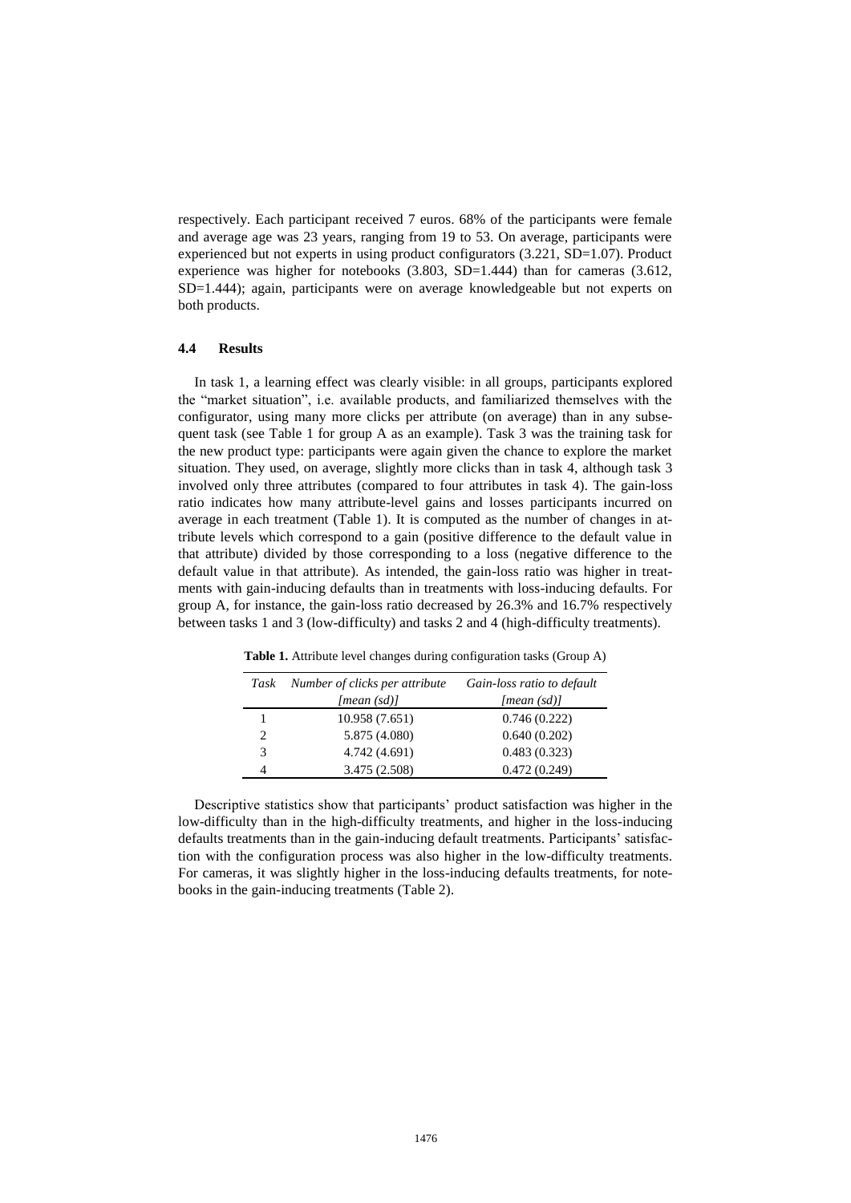respectively. Each participant received 7 euros. 68% of the participants were female and average age was 23 years, ranging from 19 to 53. On average, participants were experienced but not experts in using product configurators (3.221, SD=1.07). Product experience was higher for notebooks (3.803, SD=1.444) than for cameras (3.612, SD=1.444); again, participants were on average knowledgeable but not experts on both products.

### 4.4 Results

In task 1, a learning effect was clearly visible: in all groups, participants explored the "market situation", i.e. available products, and familiarized themselves with the configurator, using many more clicks per attribute (on average) than in any subsequent task (see Table 1 for group A as an example). Task 3 was the training task for the new product type: participants were again given the chance to explore the market situation. They used, on average, slightly more clicks than in task 4, although task 3 involved only three attributes (compared to four attributes in task 4). The gain-loss ratio indicates how many attribute-level gains and losses participants incurred on average in each treatment (Table 1). It is computed as the number of changes in attribute levels which correspond to a gain (positive difference to the default value in that attribute) divided by those corresponding to a loss (negative difference to the default value in that attribute). As intended, the gain-loss ratio was higher in treatments with gain-inducing defaults than in treatments with loss-inducing defaults. For group A, for instance, the gain-loss ratio decreased by 26.3% and 16.7% respectively between tasks 1 and 3 (low-difficulty) and tasks 2 and 4 (high-difficulty treatments).

**Table 1.** Attribute level changes during configuration tasks (Group A)

| *Task* | *Number of clicks per attribute [mean (sd)]* | *Gain-loss ratio to default [mean (sd)]* |
|---|---|---|
| 1 | 10.958 (7.651) | 0.746 (0.222) |
| 2 | 5.875 (4.080) | 0.640 (0.202) |
| 3 | 4.742 (4.691) | 0.483 (0.323) |
| 4 | 3.475 (2.508) | 0.472 (0.249) |

Descriptive statistics show that participants' product satisfaction was higher in the low-difficulty than in the high-difficulty treatments, and higher in the loss-inducing defaults treatments than in the gain-inducing default treatments. Participants' satisfaction with the configuration process was also higher in the low-difficulty treatments. For cameras, it was slightly higher in the loss-inducing defaults treatments, for notebooks in the gain-inducing treatments (Table 2).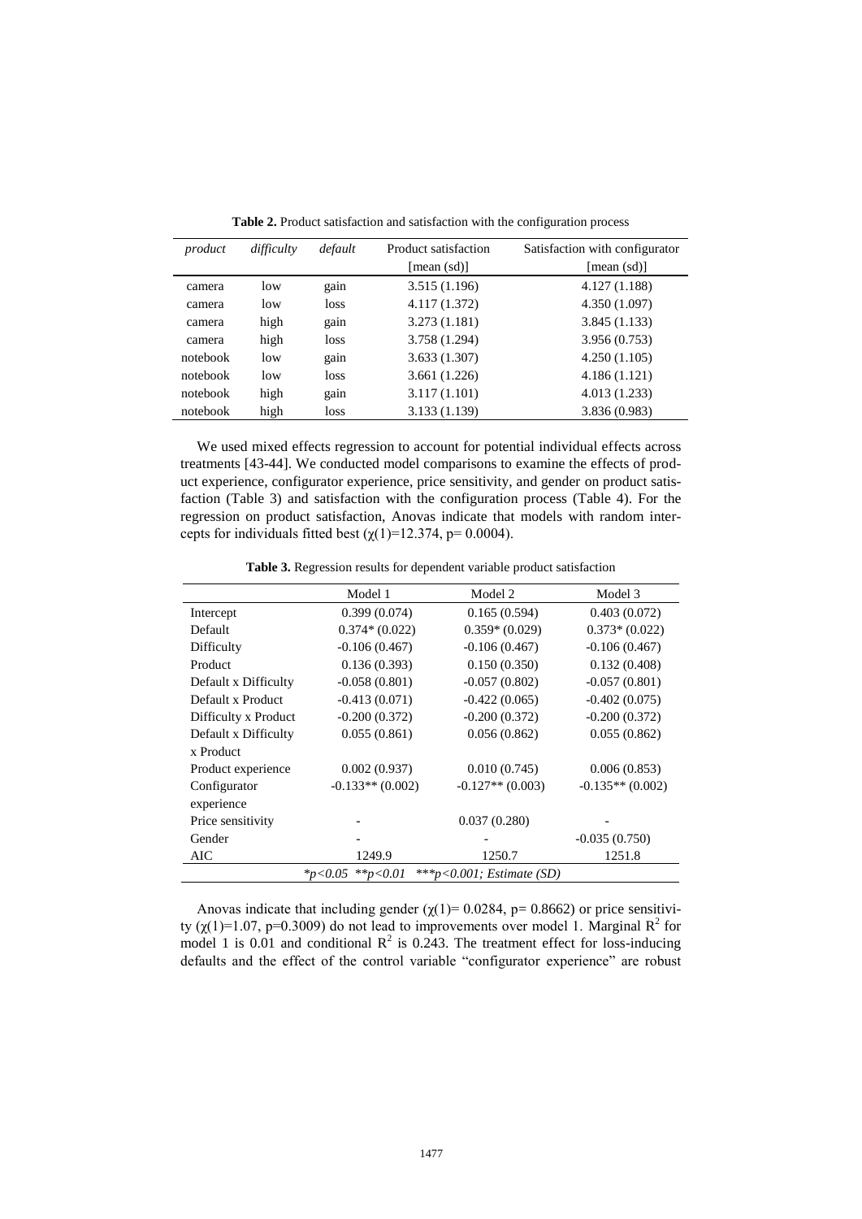**Table 2.** Product satisfaction and satisfaction with the configuration process

| *product* | *difficulty* | *default* | Product satisfaction [mean (sd)] | Satisfaction with configurator [mean (sd)] |
|---|---|---|---|---|
| camera | low | gain | 3.515 (1.196) | 4.127 (1.188) |
| camera | low | loss | 4.117 (1.372) | 4.350 (1.097) |
| camera | high | gain | 3.273 (1.181) | 3.845 (1.133) |
| camera | high | loss | 3.758 (1.294) | 3.956 (0.753) |
| notebook | low | gain | 3.633 (1.307) | 4.250 (1.105) |
| notebook | low | loss | 3.661 (1.226) | 4.186 (1.121) |
| notebook | high | gain | 3.117 (1.101) | 4.013 (1.233) |
| notebook | high | loss | 3.133 (1.139) | 3.836 (0.983) |

We used mixed effects regression to account for potential individual effects across treatments [43-44]. We conducted model comparisons to examine the effects of product experience, configurator experience, price sensitivity, and gender on product satisfaction (Table 3) and satisfaction with the configuration process (Table 4). For the regression on product satisfaction, Anovas indicate that models with random intercepts for individuals fitted best ($\chi(1)$=12.374, p= 0.0004).

**Table 3.** Regression results for dependent variable product satisfaction

| | Model 1 | Model 2 | Model 3 |
|---|---|---|---|
| Intercept | 0.399 (0.074) | 0.165 (0.594) | 0.403 (0.072) |
| Default | 0.374* (0.022) | 0.359* (0.029) | 0.373* (0.022) |
| Difficulty | -0.106 (0.467) | -0.106 (0.467) | -0.106 (0.467) |
| Product | 0.136 (0.393) | 0.150 (0.350) | 0.132 (0.408) |
| Default x Difficulty | -0.058 (0.801) | -0.057 (0.802) | -0.057 (0.801) |
| Default x Product | -0.413 (0.071) | -0.422 (0.065) | -0.402 (0.075) |
| Difficulty x Product | -0.200 (0.372) | -0.200 (0.372) | -0.200 (0.372) |
| Default x Difficulty x Product | 0.055 (0.861) | 0.056 (0.862) | 0.055 (0.862) |
| Product experience | 0.002 (0.937) | 0.010 (0.745) | 0.006 (0.853) |
| Configurator experience | -0.133** (0.002) | -0.127** (0.003) | -0.135** (0.002) |
| Price sensitivity | - | 0.037 (0.280) | - |
| Gender | - | - | -0.035 (0.750) |
| AIC | 1249.9 | 1250.7 | 1251.8 |

*\*p<0.05 \*\*p<0.01 \*\*\*p<0.001; Estimate (SD)*

Anovas indicate that including gender ($\chi(1)$= 0.0284, p= 0.8662) or price sensitivity ($\chi(1)$=1.07, p=0.3009) do not lead to improvements over model 1. Marginal $R^2$ for model 1 is 0.01 and conditional $R^2$ is 0.243. The treatment effect for loss-inducing defaults and the effect of the control variable "configurator experience" are robust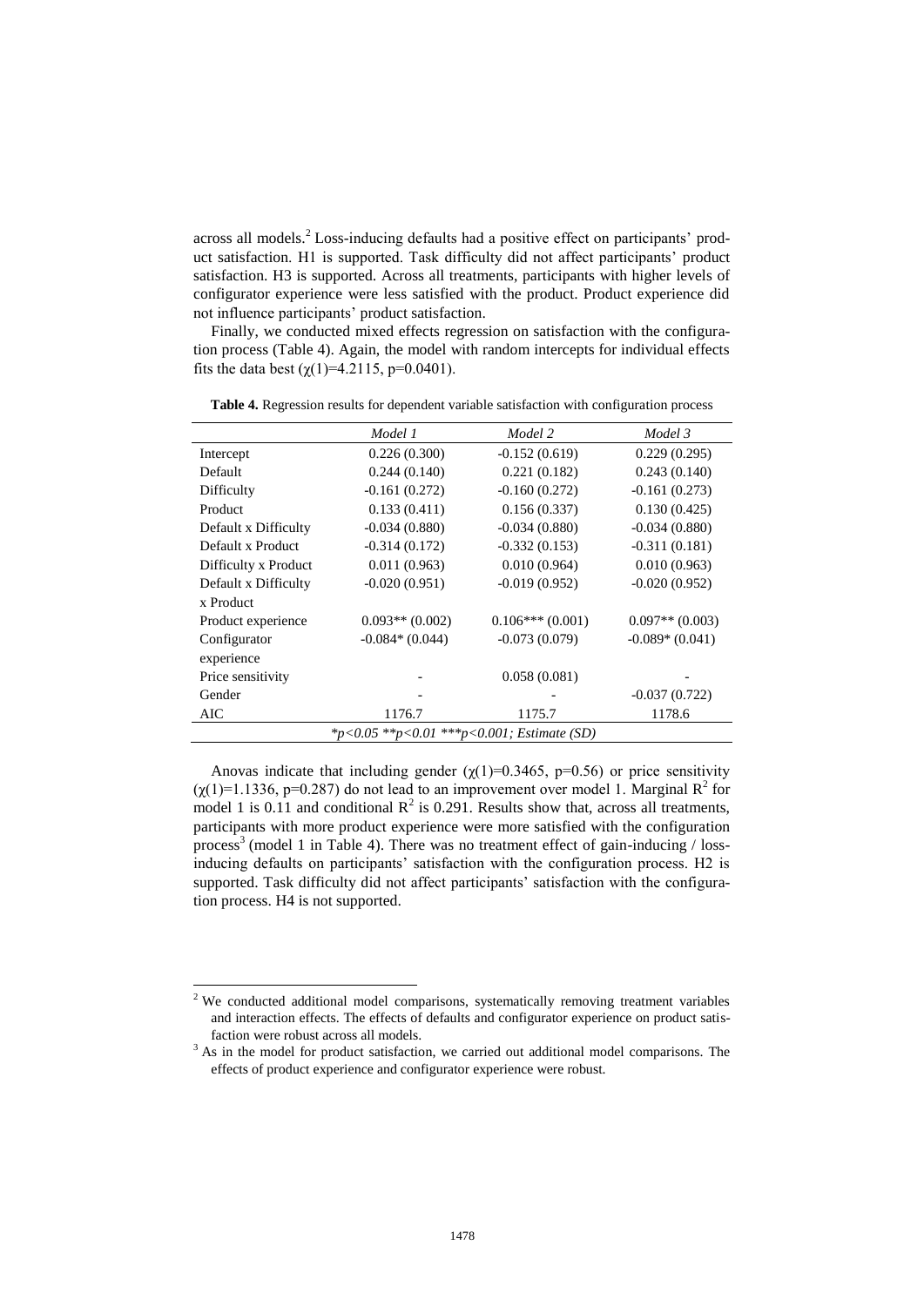across all models.[2] Loss-inducing defaults had a positive effect on participants' product satisfaction. H1 is supported. Task difficulty did not affect participants' product satisfaction. H3 is supported. Across all treatments, participants with higher levels of configurator experience were less satisfied with the product. Product experience did not influence participants' product satisfaction.

Finally, we conducted mixed effects regression on satisfaction with the configuration process (Table 4). Again, the model with random intercepts for individual effects fits the data best ($\chi(1)$=4.2115, p=0.0401).

**Table 4.** Regression results for dependent variable satisfaction with configuration process

| | *Model 1* | *Model 2* | *Model 3* |
|---|---|---|---|
| Intercept | 0.226 (0.300) | -0.152 (0.619) | 0.229 (0.295) |
| Default | 0.244 (0.140) | 0.221 (0.182) | 0.243 (0.140) |
| Difficulty | -0.161 (0.272) | -0.160 (0.272) | -0.161 (0.273) |
| Product | 0.133 (0.411) | 0.156 (0.337) | 0.130 (0.425) |
| Default x Difficulty | -0.034 (0.880) | -0.034 (0.880) | -0.034 (0.880) |
| Default x Product | -0.314 (0.172) | -0.332 (0.153) | -0.311 (0.181) |
| Difficulty x Product | 0.011 (0.963) | 0.010 (0.964) | 0.010 (0.963) |
| Default x Difficulty x Product | -0.020 (0.951) | -0.019 (0.952) | -0.020 (0.952) |
| Product experience | 0.093** (0.002) | 0.106*** (0.001) | 0.097** (0.003) |
| Configurator experience | -0.084* (0.044) | -0.073 (0.079) | -0.089* (0.041) |
| Price sensitivity | - | 0.058 (0.081) | - |
| Gender | - | - | -0.037 (0.722) |
| AIC | 1176.7 | 1175.7 | 1178.6 |
| *\*p<0.05 \*\*p<0.01 \*\*\*p<0.001; Estimate (SD)* | | | |

Anovas indicate that including gender ($\chi(1)$=0.3465, p=0.56) or price sensitivity ($\chi(1)$=1.1336, p=0.287) do not lead to an improvement over model 1. Marginal $R^2$ for model 1 is 0.11 and conditional $R^2$ is 0.291. Results show that, across all treatments, participants with more product experience were more satisfied with the configuration process[3] (model 1 in Table 4). There was no treatment effect of gain-inducing / loss-inducing defaults on participants' satisfaction with the configuration process. H2 is supported. Task difficulty did not affect participants' satisfaction with the configuration process. H4 is not supported.

---

[2] We conducted additional model comparisons, systematically removing treatment variables and interaction effects. The effects of defaults and configurator experience on product satisfaction were robust across all models.

[3] As in the model for product satisfaction, we carried out additional model comparisons. The effects of product experience and configurator experience were robust.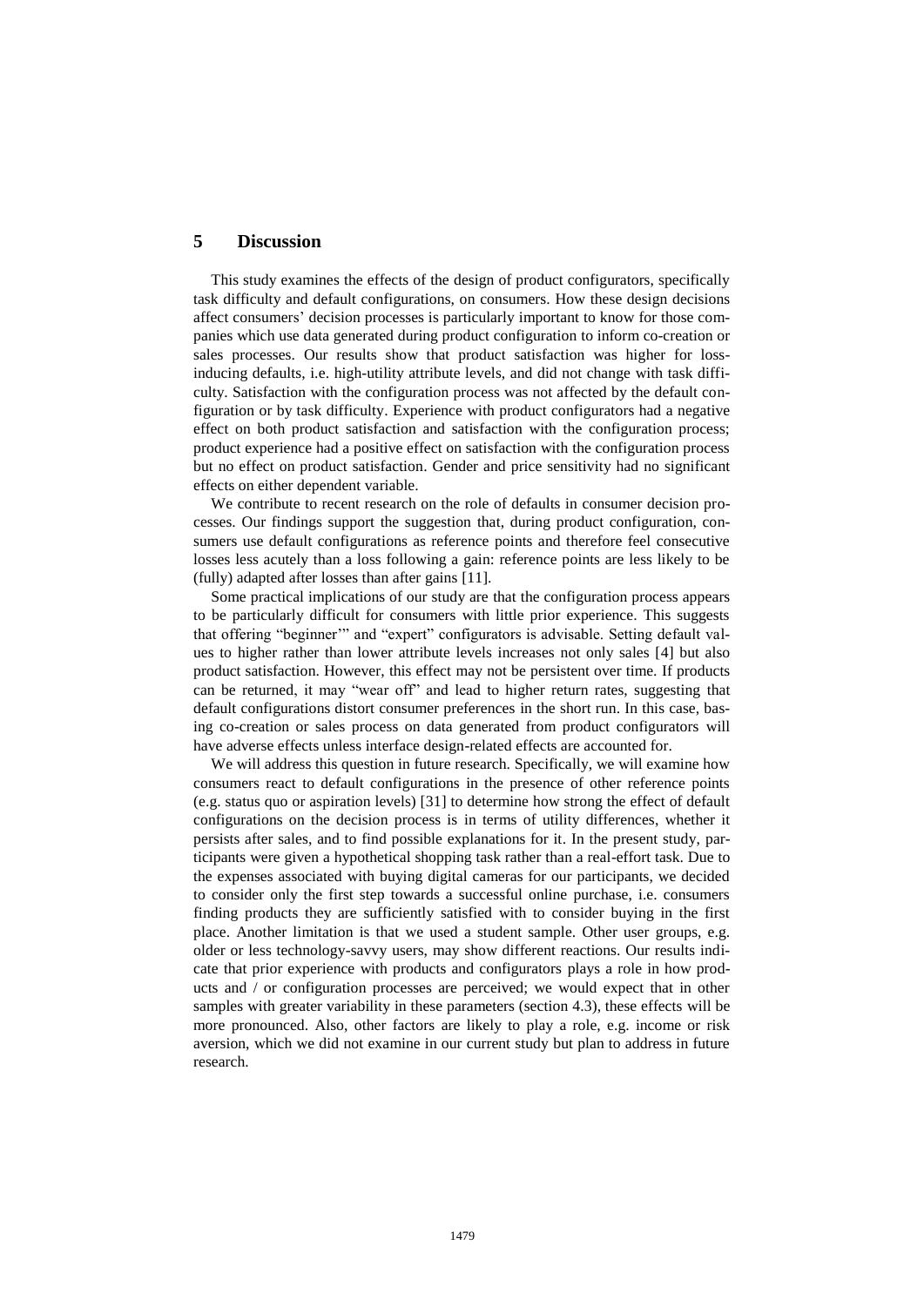## 5 Discussion

This study examines the effects of the design of product configurators, specifically task difficulty and default configurations, on consumers. How these design decisions affect consumers' decision processes is particularly important to know for those companies which use data generated during product configuration to inform co-creation or sales processes. Our results show that product satisfaction was higher for loss-inducing defaults, i.e. high-utility attribute levels, and did not change with task difficulty. Satisfaction with the configuration process was not affected by the default configuration or by task difficulty. Experience with product configurators had a negative effect on both product satisfaction and satisfaction with the configuration process; product experience had a positive effect on satisfaction with the configuration process but no effect on product satisfaction. Gender and price sensitivity had no significant effects on either dependent variable.

We contribute to recent research on the role of defaults in consumer decision processes. Our findings support the suggestion that, during product configuration, consumers use default configurations as reference points and therefore feel consecutive losses less acutely than a loss following a gain: reference points are less likely to be (fully) adapted after losses than after gains [11].

Some practical implications of our study are that the configuration process appears to be particularly difficult for consumers with little prior experience. This suggests that offering "beginner'" and "expert" configurators is advisable. Setting default values to higher rather than lower attribute levels increases not only sales [4] but also product satisfaction. However, this effect may not be persistent over time. If products can be returned, it may "wear off" and lead to higher return rates, suggesting that default configurations distort consumer preferences in the short run. In this case, basing co-creation or sales process on data generated from product configurators will have adverse effects unless interface design-related effects are accounted for.

We will address this question in future research. Specifically, we will examine how consumers react to default configurations in the presence of other reference points (e.g. status quo or aspiration levels) [31] to determine how strong the effect of default configurations on the decision process is in terms of utility differences, whether it persists after sales, and to find possible explanations for it. In the present study, participants were given a hypothetical shopping task rather than a real-effort task. Due to the expenses associated with buying digital cameras for our participants, we decided to consider only the first step towards a successful online purchase, i.e. consumers finding products they are sufficiently satisfied with to consider buying in the first place. Another limitation is that we used a student sample. Other user groups, e.g. older or less technology-savvy users, may show different reactions. Our results indicate that prior experience with products and configurators plays a role in how products and / or configuration processes are perceived; we would expect that in other samples with greater variability in these parameters (section 4.3), these effects will be more pronounced. Also, other factors are likely to play a role, e.g. income or risk aversion, which we did not examine in our current study but plan to address in future research.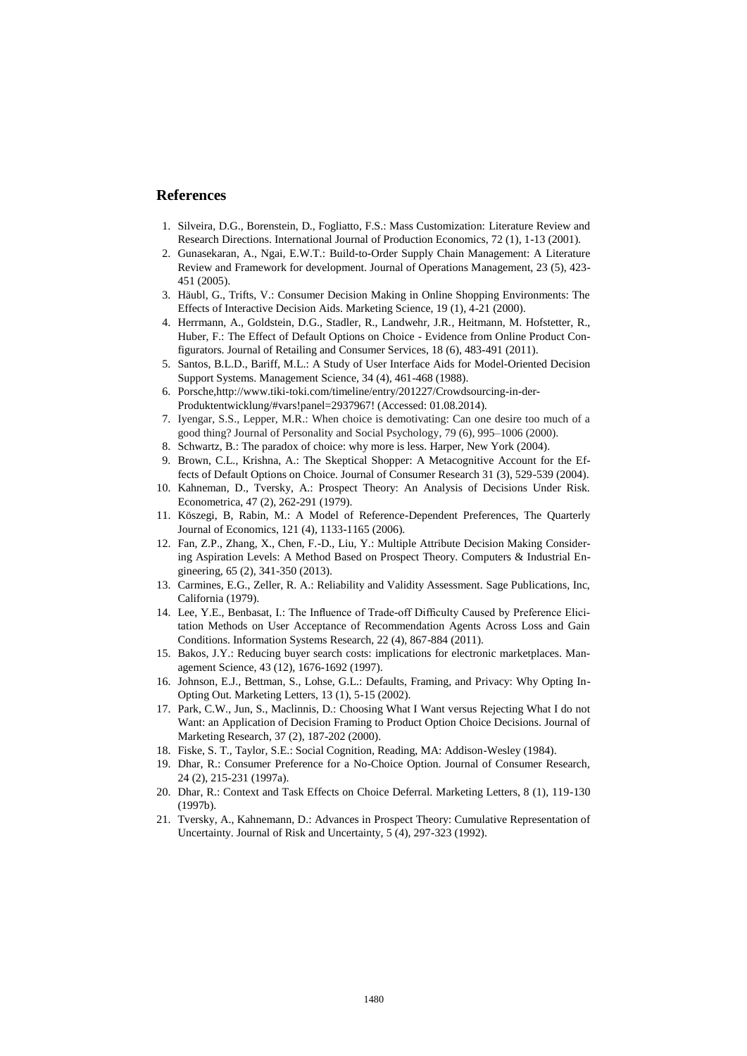## References

1. Silveira, D.G., Borenstein, D., Fogliatto, F.S.: Mass Customization: Literature Review and Research Directions. International Journal of Production Economics, 72 (1), 1-13 (2001).
2. Gunasekaran, A., Ngai, E.W.T.: Build-to-Order Supply Chain Management: A Literature Review and Framework for development. Journal of Operations Management, 23 (5), 423-451 (2005).
3. Häubl, G., Trifts, V.: Consumer Decision Making in Online Shopping Environments: The Effects of Interactive Decision Aids. Marketing Science, 19 (1), 4-21 (2000).
4. Herrmann, A., Goldstein, D.G., Stadler, R., Landwehr, J.R., Heitmann, M. Hofstetter, R., Huber, F.: The Effect of Default Options on Choice - Evidence from Online Product Configurators. Journal of Retailing and Consumer Services, 18 (6), 483-491 (2011).
5. Santos, B.L.D., Bariff, M.L.: A Study of User Interface Aids for Model-Oriented Decision Support Systems. Management Science, 34 (4), 461-468 (1988).
6. Porsche,http://www.tiki-toki.com/timeline/entry/201227/Crowdsourcing-in-der-Produktentwicklung/#vars!panel=2937967! (Accessed: 01.08.2014).
7. Iyengar, S.S., Lepper, M.R.: When choice is demotivating: Can one desire too much of a good thing? Journal of Personality and Social Psychology, 79 (6), 995–1006 (2000).
8. Schwartz, B.: The paradox of choice: why more is less. Harper, New York (2004).
9. Brown, C.L., Krishna, A.: The Skeptical Shopper: A Metacognitive Account for the Effects of Default Options on Choice. Journal of Consumer Research 31 (3), 529-539 (2004).
10. Kahneman, D., Tversky, A.: Prospect Theory: An Analysis of Decisions Under Risk. Econometrica, 47 (2), 262-291 (1979).
11. Köszegi, B, Rabin, M.: A Model of Reference-Dependent Preferences, The Quarterly Journal of Economics, 121 (4), 1133-1165 (2006).
12. Fan, Z.P., Zhang, X., Chen, F.-D., Liu, Y.: Multiple Attribute Decision Making Considering Aspiration Levels: A Method Based on Prospect Theory. Computers & Industrial Engineering, 65 (2), 341-350 (2013).
13. Carmines, E.G., Zeller, R. A.: Reliability and Validity Assessment. Sage Publications, Inc, California (1979).
14. Lee, Y.E., Benbasat, I.: The Influence of Trade-off Difficulty Caused by Preference Elicitation Methods on User Acceptance of Recommendation Agents Across Loss and Gain Conditions. Information Systems Research, 22 (4), 867-884 (2011).
15. Bakos, J.Y.: Reducing buyer search costs: implications for electronic marketplaces. Management Science, 43 (12), 1676-1692 (1997).
16. Johnson, E.J., Bettman, S., Lohse, G.L.: Defaults, Framing, and Privacy: Why Opting In-Opting Out. Marketing Letters, 13 (1), 5-15 (2002).
17. Park, C.W., Jun, S., Maclinnis, D.: Choosing What I Want versus Rejecting What I do not Want: an Application of Decision Framing to Product Option Choice Decisions. Journal of Marketing Research, 37 (2), 187-202 (2000).
18. Fiske, S. T., Taylor, S.E.: Social Cognition, Reading, MA: Addison-Wesley (1984).
19. Dhar, R.: Consumer Preference for a No-Choice Option. Journal of Consumer Research, 24 (2), 215-231 (1997a).
20. Dhar, R.: Context and Task Effects on Choice Deferral. Marketing Letters, 8 (1), 119-130 (1997b).
21. Tversky, A., Kahnemann, D.: Advances in Prospect Theory: Cumulative Representation of Uncertainty. Journal of Risk and Uncertainty, 5 (4), 297-323 (1992).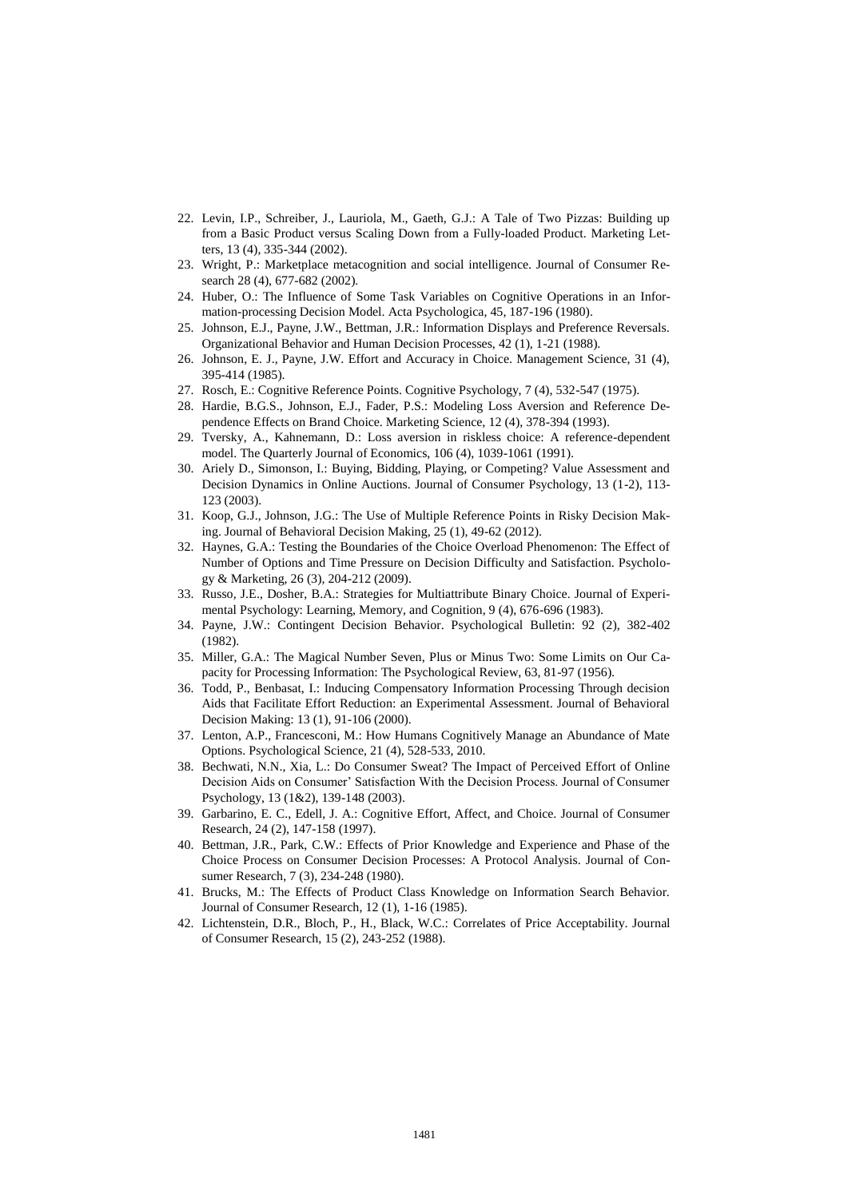22. Levin, I.P., Schreiber, J., Lauriola, M., Gaeth, G.J.: A Tale of Two Pizzas: Building up from a Basic Product versus Scaling Down from a Fully-loaded Product. Marketing Letters, 13 (4), 335-344 (2002).
23. Wright, P.: Marketplace metacognition and social intelligence. Journal of Consumer Research 28 (4), 677-682 (2002).
24. Huber, O.: The Influence of Some Task Variables on Cognitive Operations in an Information-processing Decision Model. Acta Psychologica, 45, 187-196 (1980).
25. Johnson, E.J., Payne, J.W., Bettman, J.R.: Information Displays and Preference Reversals. Organizational Behavior and Human Decision Processes, 42 (1), 1-21 (1988).
26. Johnson, E. J., Payne, J.W. Effort and Accuracy in Choice. Management Science, 31 (4), 395-414 (1985).
27. Rosch, E.: Cognitive Reference Points. Cognitive Psychology, 7 (4), 532-547 (1975).
28. Hardie, B.G.S., Johnson, E.J., Fader, P.S.: Modeling Loss Aversion and Reference Dependence Effects on Brand Choice. Marketing Science, 12 (4), 378-394 (1993).
29. Tversky, A., Kahnemann, D.: Loss aversion in riskless choice: A reference-dependent model. The Quarterly Journal of Economics, 106 (4), 1039-1061 (1991).
30. Ariely D., Simonson, I.: Buying, Bidding, Playing, or Competing? Value Assessment and Decision Dynamics in Online Auctions. Journal of Consumer Psychology, 13 (1-2), 113-123 (2003).
31. Koop, G.J., Johnson, J.G.: The Use of Multiple Reference Points in Risky Decision Making. Journal of Behavioral Decision Making, 25 (1), 49-62 (2012).
32. Haynes, G.A.: Testing the Boundaries of the Choice Overload Phenomenon: The Effect of Number of Options and Time Pressure on Decision Difficulty and Satisfaction. Psychology & Marketing, 26 (3), 204-212 (2009).
33. Russo, J.E., Dosher, B.A.: Strategies for Multiattribute Binary Choice. Journal of Experimental Psychology: Learning, Memory, and Cognition, 9 (4), 676-696 (1983).
34. Payne, J.W.: Contingent Decision Behavior. Psychological Bulletin: 92 (2), 382-402 (1982).
35. Miller, G.A.: The Magical Number Seven, Plus or Minus Two: Some Limits on Our Capacity for Processing Information: The Psychological Review, 63, 81-97 (1956).
36. Todd, P., Benbasat, I.: Inducing Compensatory Information Processing Through decision Aids that Facilitate Effort Reduction: an Experimental Assessment. Journal of Behavioral Decision Making: 13 (1), 91-106 (2000).
37. Lenton, A.P., Francesconi, M.: How Humans Cognitively Manage an Abundance of Mate Options. Psychological Science, 21 (4), 528-533, 2010.
38. Bechwati, N.N., Xia, L.: Do Consumer Sweat? The Impact of Perceived Effort of Online Decision Aids on Consumer' Satisfaction With the Decision Process. Journal of Consumer Psychology, 13 (1&2), 139-148 (2003).
39. Garbarino, E. C., Edell, J. A.: Cognitive Effort, Affect, and Choice. Journal of Consumer Research, 24 (2), 147-158 (1997).
40. Bettman, J.R., Park, C.W.: Effects of Prior Knowledge and Experience and Phase of the Choice Process on Consumer Decision Processes: A Protocol Analysis. Journal of Consumer Research, 7 (3), 234-248 (1980).
41. Brucks, M.: The Effects of Product Class Knowledge on Information Search Behavior. Journal of Consumer Research, 12 (1), 1-16 (1985).
42. Lichtenstein, D.R., Bloch, P., H., Black, W.C.: Correlates of Price Acceptability. Journal of Consumer Research, 15 (2), 243-252 (1988).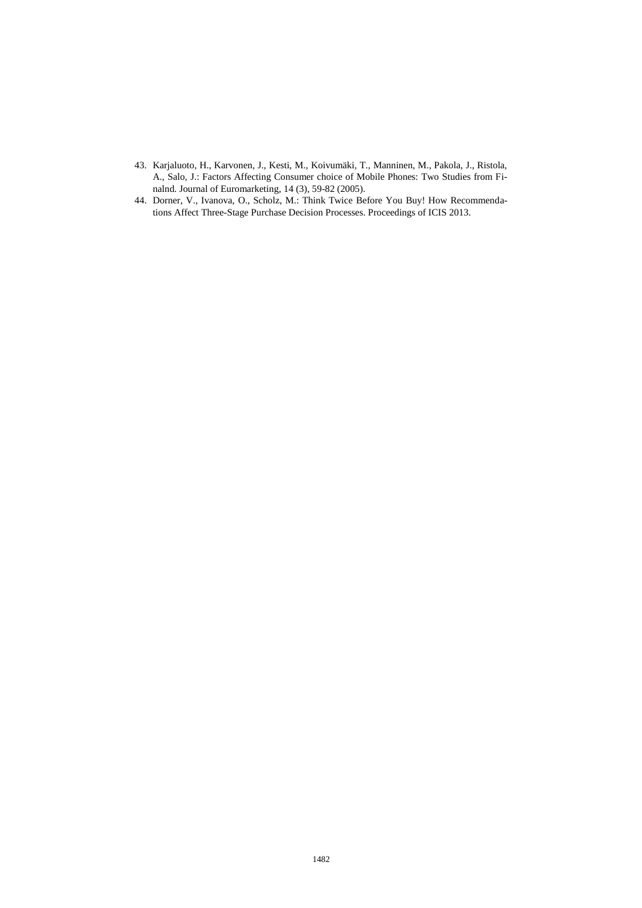43. Karjaluoto, H., Karvonen, J., Kesti, M., Koivumäki, T., Manninen, M., Pakola, J., Ristola, A., Salo, J.: Factors Affecting Consumer choice of Mobile Phones: Two Studies from Finalnd. Journal of Euromarketing, 14 (3), 59-82 (2005).
44. Dorner, V., Ivanova, O., Scholz, M.: Think Twice Before You Buy! How Recommendations Affect Three-Stage Purchase Decision Processes. Proceedings of ICIS 2013.